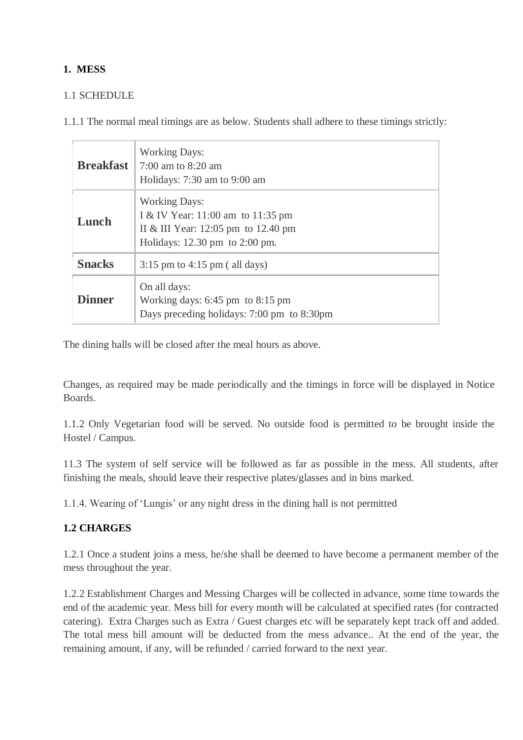## 1. MESS

### 1.1 SCHEDULE

1.1.1 The normal meal timings are as below. Students shall adhere to these timings strictly:

| | |
|---|---|
| **Breakfast** | Working Days:<br>7:00 am to 8:20 am<br>Holidays: 7:30 am to 9:00 am |
| **Lunch** | Working Days:<br>I & IV Year: 11:00 am to 11:35 pm<br>II & III Year: 12:05 pm to 12.40 pm<br>Holidays: 12.30 pm to 2:00 pm. |
| **Snacks** | 3:15 pm to 4:15 pm ( all days) |
| **Dinner** | On all days:<br>Working days: 6:45 pm to 8:15 pm<br>Days preceding holidays: 7:00 pm to 8:30pm |

The dining halls will be closed after the meal hours as above.

Changes, as required may be made periodically and the timings in force will be displayed in Notice Boards.

1.1.2 Only Vegetarian food will be served. No outside food is permitted to be brought inside the Hostel / Campus.

11.3 The system of self service will be followed as far as possible in the mess. All students, after finishing the meals, should leave their respective plates/glasses and in bins marked.

1.1.4. Wearing of 'Lungis' or any night dress in the dining hall is not permitted

### 1.2 CHARGES

1.2.1 Once a student joins a mess, he/she shall be deemed to have become a permanent member of the mess throughout the year.

1.2.2 Establishment Charges and Messing Charges will be collected in advance, some time towards the end of the academic year. Mess bill for every month will be calculated at specified rates (for contracted catering). Extra Charges such as Extra / Guest charges etc will be separately kept track off and added. The total mess bill amount will be deducted from the mess advance.. At the end of the year, the remaining amount, if any, will be refunded / carried forward to the next year.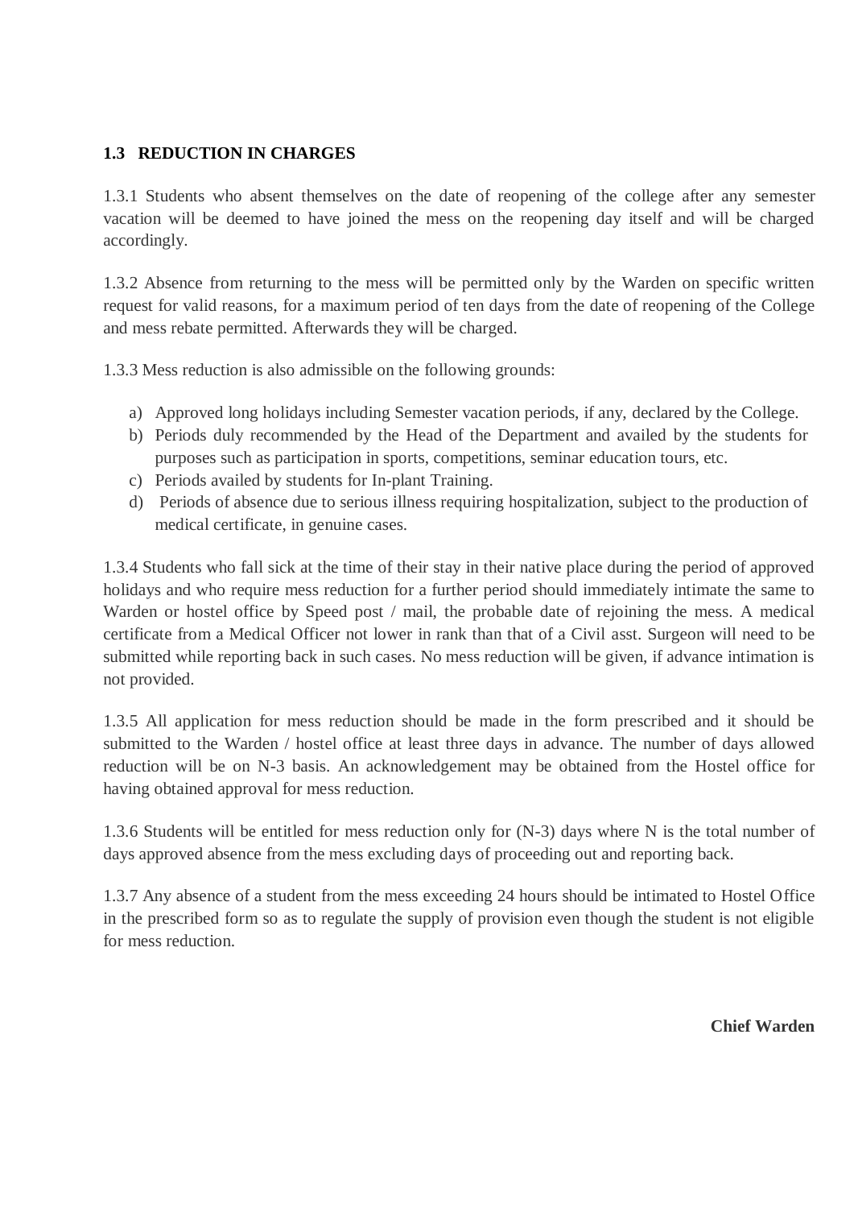### 1.3 REDUCTION IN CHARGES

1.3.1 Students who absent themselves on the date of reopening of the college after any semester vacation will be deemed to have joined the mess on the reopening day itself and will be charged accordingly.

1.3.2 Absence from returning to the mess will be permitted only by the Warden on specific written request for valid reasons, for a maximum period of ten days from the date of reopening of the College and mess rebate permitted. Afterwards they will be charged.

1.3.3 Mess reduction is also admissible on the following grounds:

a) Approved long holidays including Semester vacation periods, if any, declared by the College.
b) Periods duly recommended by the Head of the Department and availed by the students for purposes such as participation in sports, competitions, seminar education tours, etc.
c) Periods availed by students for In-plant Training.
d) Periods of absence due to serious illness requiring hospitalization, subject to the production of medical certificate, in genuine cases.

1.3.4 Students who fall sick at the time of their stay in their native place during the period of approved holidays and who require mess reduction for a further period should immediately intimate the same to Warden or hostel office by Speed post / mail, the probable date of rejoining the mess. A medical certificate from a Medical Officer not lower in rank than that of a Civil asst. Surgeon will need to be submitted while reporting back in such cases. No mess reduction will be given, if advance intimation is not provided.

1.3.5 All application for mess reduction should be made in the form prescribed and it should be submitted to the Warden / hostel office at least three days in advance. The number of days allowed reduction will be on N-3 basis. An acknowledgement may be obtained from the Hostel office for having obtained approval for mess reduction.

1.3.6 Students will be entitled for mess reduction only for (N-3) days where N is the total number of days approved absence from the mess excluding days of proceeding out and reporting back.

1.3.7 Any absence of a student from the mess exceeding 24 hours should be intimated to Hostel Office in the prescribed form so as to regulate the supply of provision even though the student is not eligible for mess reduction.

**Chief Warden**